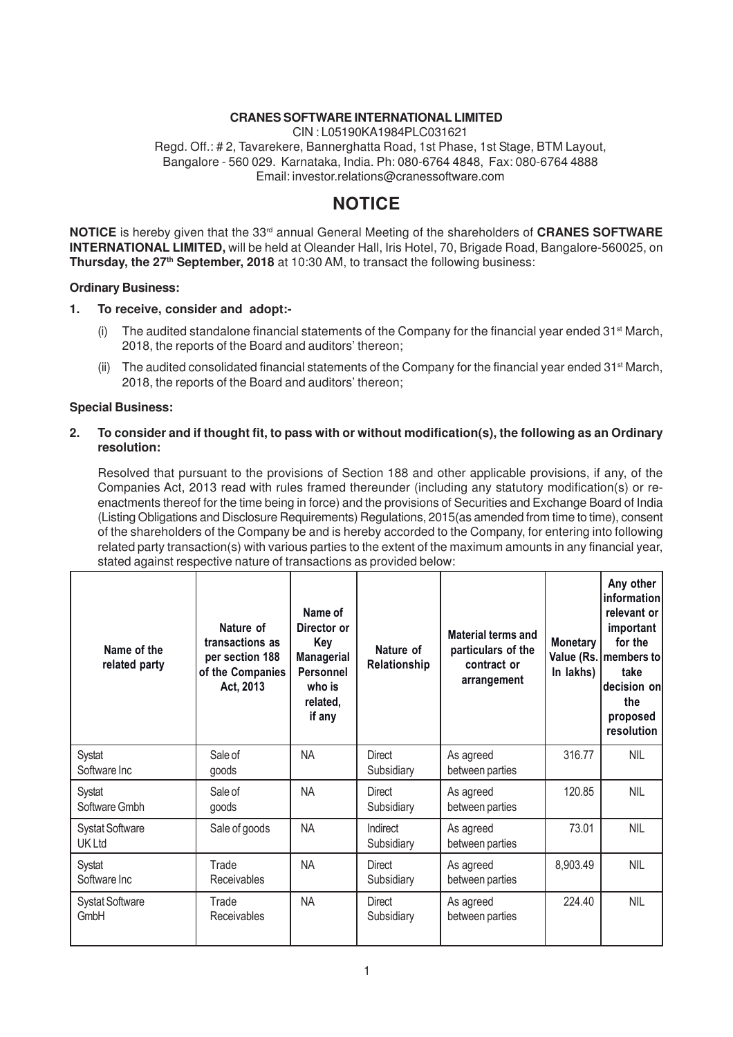**CRANES SOFTWARE INTERNATIONAL LIMITED**

CIN : L05190KA1984PLC031621

Regd. Off.: # 2, Tavarekere, Bannerghatta Road, 1st Phase, 1st Stage, BTM Layout, Bangalore - 560 029. Karnataka, India. Ph: 080-6764 4848, Fax: 080-6764 4888

Email: investor.relations@cranessoftware.com

# NOTICE

**NOTICE** is hereby given that the 33rd annual General Meeting of the shareholders of **CRANES SOFTWARE INTERNATIONAL LIMITED,** will be held at Oleander Hall, Iris Hotel, 70, Brigade Road, Bangalore-560025, on **Thursday, the 27th September, 2018** at 10:30 AM, to transact the following business:

**Ordinary Business:**

1. **To receive, consider and adopt:-**

   (i) The audited standalone financial statements of the Company for the financial year ended 31st March, 2018, the reports of the Board and auditors' thereon;

   (ii) The audited consolidated financial statements of the Company for the financial year ended 31st March, 2018, the reports of the Board and auditors' thereon;

**Special Business:**

2. **To consider and if thought fit, to pass with or without modification(s), the following as an Ordinary resolution:**

   Resolved that pursuant to the provisions of Section 188 and other applicable provisions, if any, of the Companies Act, 2013 read with rules framed thereunder (including any statutory modification(s) or re-enactments thereof for the time being in force) and the provisions of Securities and Exchange Board of India (Listing Obligations and Disclosure Requirements) Regulations, 2015(as amended from time to time), consent of the shareholders of the Company be and is hereby accorded to the Company, for entering into following related party transaction(s) with various parties to the extent of the maximum amounts in any financial year, stated against respective nature of transactions as provided below:

| Name of the related party | Nature of transactions as per section 188 of the Companies Act, 2013 | Name of Director or Key Managerial Personnel who is related, if any | Nature of Relationship | Material terms and particulars of the contract or arrangement | Monetary Value (Rs. In lakhs) | Any other information relevant or important for the members to take decision on the proposed resolution |
|---|---|---|---|---|---|---|
| Systat Software Inc | Sale of goods | NA | Direct Subsidiary | As agreed between parties | 316.77 | NIL |
| Systat Software Gmbh | Sale of goods | NA | Direct Subsidiary | As agreed between parties | 120.85 | NIL |
| Systat Software UK Ltd | Sale of goods | NA | Indirect Subsidiary | As agreed between parties | 73.01 | NIL |
| Systat Software Inc | Trade Receivables | NA | Direct Subsidiary | As agreed between parties | 8,903.49 | NIL |
| Systat Software GmbH | Trade Receivables | NA | Direct Subsidiary | As agreed between parties | 224.40 | NIL |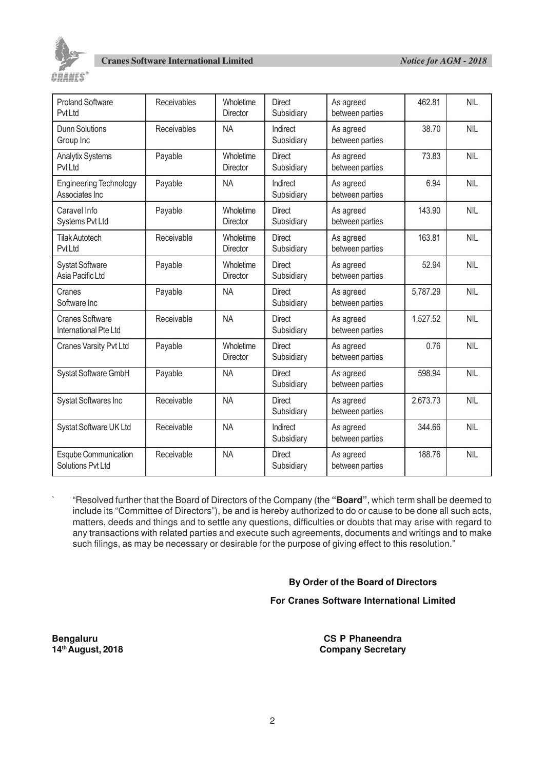| Proland Software Pvt Ltd | Receivables | Wholetime Director | Direct Subsidiary | As agreed between parties | 462.81 | NIL |
|---|---|---|---|---|---|---|
| Dunn Solutions Group Inc | Receivables | NA | Indirect Subsidiary | As agreed between parties | 38.70 | NIL |
| Analytix Systems Pvt Ltd | Payable | Wholetime Director | Direct Subsidiary | As agreed between parties | 73.83 | NIL |
| Engineering Technology Associates Inc | Payable | NA | Indirect Subsidiary | As agreed between parties | 6.94 | NIL |
| Caravel Info Systems Pvt Ltd | Payable | Wholetime Director | Direct Subsidiary | As agreed between parties | 143.90 | NIL |
| Tilak Autotech Pvt Ltd | Receivable | Wholetime Director | Direct Subsidiary | As agreed between parties | 163.81 | NIL |
| Systat Software Asia Pacific Ltd | Payable | Wholetime Director | Direct Subsidiary | As agreed between parties | 52.94 | NIL |
| Cranes Software Inc | Payable | NA | Direct Subsidiary | As agreed between parties | 5,787.29 | NIL |
| Cranes Software International Pte Ltd | Receivable | NA | Direct Subsidiary | As agreed between parties | 1,527.52 | NIL |
| Cranes Varsity Pvt Ltd | Payable | Wholetime Director | Direct Subsidiary | As agreed between parties | 0.76 | NIL |
| Systat Software GmbH | Payable | NA | Direct Subsidiary | As agreed between parties | 598.94 | NIL |
| Systat Softwares Inc | Receivable | NA | Direct Subsidiary | As agreed between parties | 2,673.73 | NIL |
| Systat Software UK Ltd | Receivable | NA | Indirect Subsidiary | As agreed between parties | 344.66 | NIL |
| Esqube Communication Solutions Pvt Ltd | Receivable | NA | Direct Subsidiary | As agreed between parties | 188.76 | NIL |

"Resolved further that the Board of Directors of the Company (the **"Board"**, which term shall be deemed to include its "Committee of Directors"), be and is hereby authorized to do or cause to be done all such acts, matters, deeds and things and to settle any questions, difficulties or doubts that may arise with regard to any transactions with related parties and execute such agreements, documents and writings and to make such filings, as may be necessary or desirable for the purpose of giving effect to this resolution."

**By Order of the Board of Directors**

**For Cranes Software International Limited**

**Bengaluru**
**14th August, 2018**

**CS P Phaneendra**
**Company Secretary**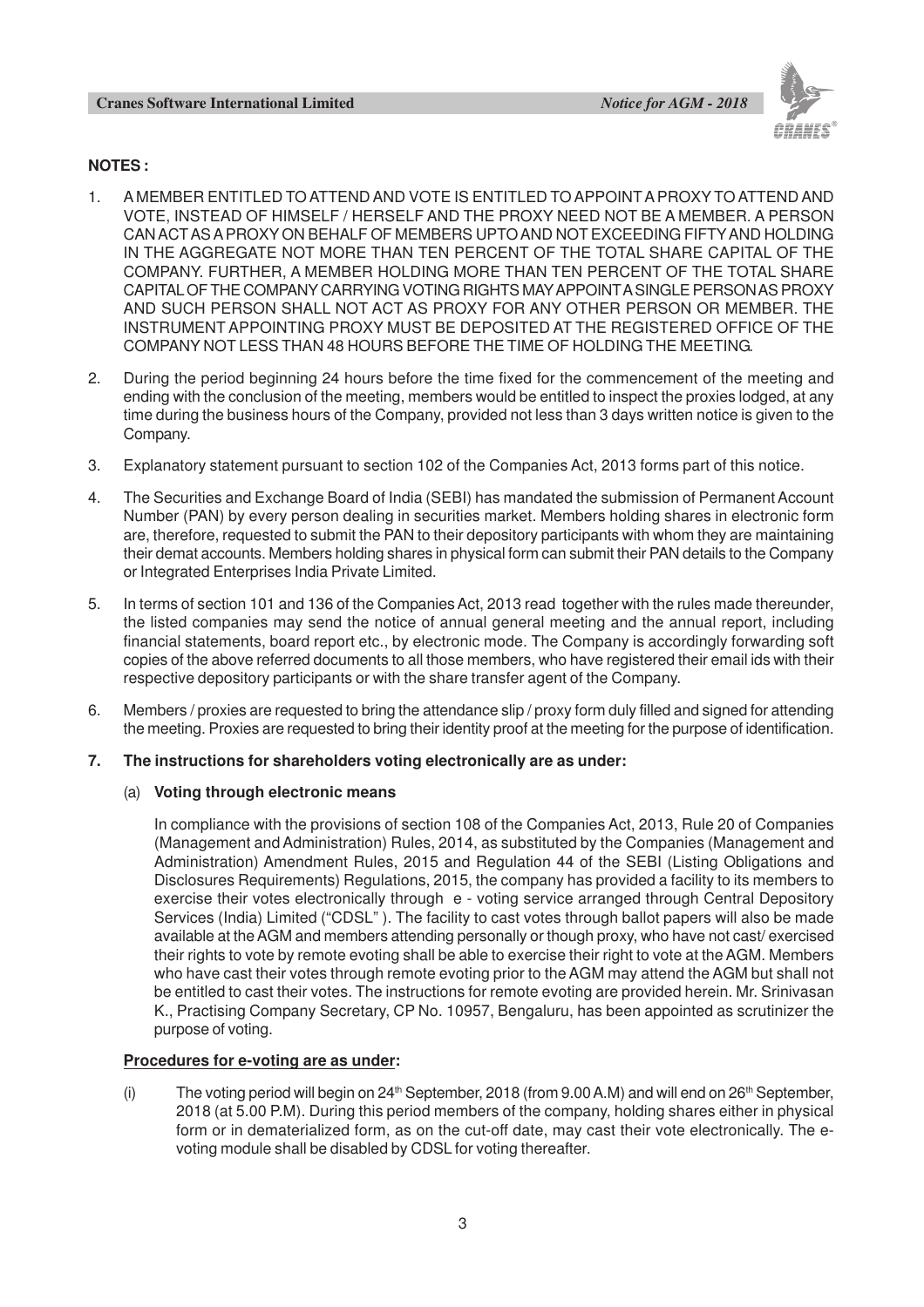**NOTES :**

1. A MEMBER ENTITLED TO ATTEND AND VOTE IS ENTITLED TO APPOINT A PROXY TO ATTEND AND VOTE, INSTEAD OF HIMSELF / HERSELF AND THE PROXY NEED NOT BE A MEMBER. A PERSON CAN ACT AS A PROXY ON BEHALF OF MEMBERS UPTO AND NOT EXCEEDING FIFTY AND HOLDING IN THE AGGREGATE NOT MORE THAN TEN PERCENT OF THE TOTAL SHARE CAPITAL OF THE COMPANY. FURTHER, A MEMBER HOLDING MORE THAN TEN PERCENT OF THE TOTAL SHARE CAPITAL OF THE COMPANY CARRYING VOTING RIGHTS MAY APPOINT A SINGLE PERSON AS PROXY AND SUCH PERSON SHALL NOT ACT AS PROXY FOR ANY OTHER PERSON OR MEMBER. THE INSTRUMENT APPOINTING PROXY MUST BE DEPOSITED AT THE REGISTERED OFFICE OF THE COMPANY NOT LESS THAN 48 HOURS BEFORE THE TIME OF HOLDING THE MEETING.

2. During the period beginning 24 hours before the time fixed for the commencement of the meeting and ending with the conclusion of the meeting, members would be entitled to inspect the proxies lodged, at any time during the business hours of the Company, provided not less than 3 days written notice is given to the Company.

3. Explanatory statement pursuant to section 102 of the Companies Act, 2013 forms part of this notice.

4. The Securities and Exchange Board of India (SEBI) has mandated the submission of Permanent Account Number (PAN) by every person dealing in securities market. Members holding shares in electronic form are, therefore, requested to submit the PAN to their depository participants with whom they are maintaining their demat accounts. Members holding shares in physical form can submit their PAN details to the Company or Integrated Enterprises India Private Limited.

5. In terms of section 101 and 136 of the Companies Act, 2013 read together with the rules made thereunder, the listed companies may send the notice of annual general meeting and the annual report, including financial statements, board report etc., by electronic mode. The Company is accordingly forwarding soft copies of the above referred documents to all those members, who have registered their email ids with their respective depository participants or with the share transfer agent of the Company.

6. Members / proxies are requested to bring the attendance slip / proxy form duly filled and signed for attending the meeting. Proxies are requested to bring their identity proof at the meeting for the purpose of identification.

7. **The instructions for shareholders voting electronically are as under:**

   (a) **Voting through electronic means**

   In compliance with the provisions of section 108 of the Companies Act, 2013, Rule 20 of Companies (Management and Administration) Rules, 2014, as substituted by the Companies (Management and Administration) Amendment Rules, 2015 and Regulation 44 of the SEBI (Listing Obligations and Disclosures Requirements) Regulations, 2015, the company has provided a facility to its members to exercise their votes electronically through e - voting service arranged through Central Depository Services (India) Limited ("CDSL" ). The facility to cast votes through ballot papers will also be made available at the AGM and members attending personally or though proxy, who have not cast/ exercised their rights to vote by remote evoting shall be able to exercise their right to vote at the AGM. Members who have cast their votes through remote evoting prior to the AGM may attend the AGM but shall not be entitled to cast their votes. The instructions for remote evoting are provided herein. Mr. Srinivasan K., Practising Company Secretary, CP No. 10957, Bengaluru, has been appointed as scrutinizer the purpose of voting.

   **Procedures for e-voting are as under:**

   (i) The voting period will begin on 24th September, 2018 (from 9.00 A.M) and will end on 26th September, 2018 (at 5.00 P.M). During this period members of the company, holding shares either in physical form or in dematerialized form, as on the cut-off date, may cast their vote electronically. The e-voting module shall be disabled by CDSL for voting thereafter.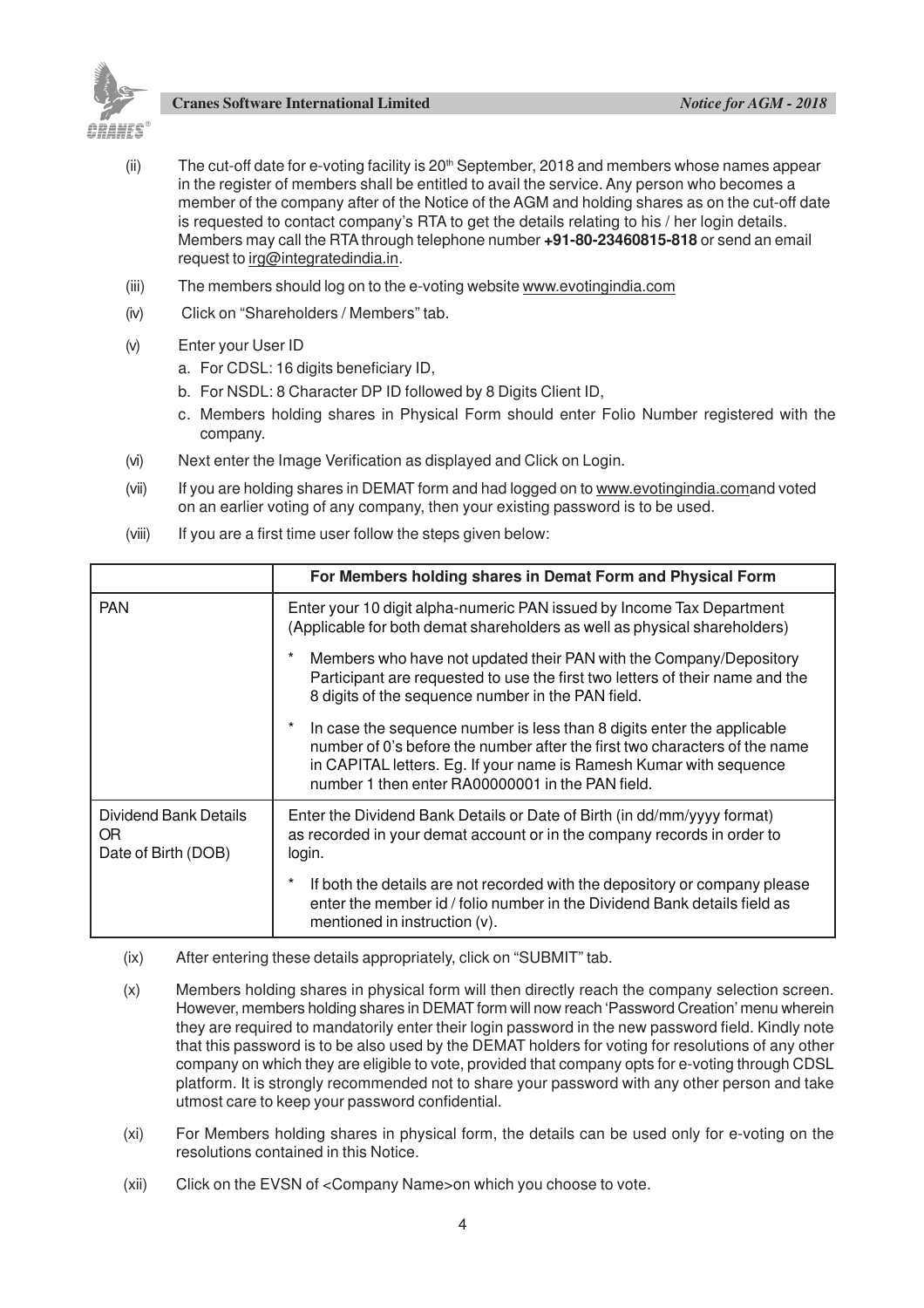(ii) The cut-off date for e-voting facility is 20th September, 2018 and members whose names appear in the register of members shall be entitled to avail the service. Any person who becomes a member of the company after of the Notice of the AGM and holding shares as on the cut-off date is requested to contact company's RTA to get the details relating to his / her login details. Members may call the RTA through telephone number **+91-80-23460815-818** or send an email request to irg@integratedindia.in.

(iii) The members should log on to the e-voting website www.evotingindia.com

(iv) Click on "Shareholders / Members" tab.

(v) Enter your User ID

a. For CDSL: 16 digits beneficiary ID,

b. For NSDL: 8 Character DP ID followed by 8 Digits Client ID,

c. Members holding shares in Physical Form should enter Folio Number registered with the company.

(vi) Next enter the Image Verification as displayed and Click on Login.

(vii) If you are holding shares in DEMAT form and had logged on to www.evotingindia.comand voted on an earlier voting of any company, then your existing password is to be used.

(viii) If you are a first time user follow the steps given below:

| | **For Members holding shares in Demat Form and Physical Form** |
|---|---|
| PAN | Enter your 10 digit alpha-numeric PAN issued by Income Tax Department (Applicable for both demat shareholders as well as physical shareholders)<br>* Members who have not updated their PAN with the Company/Depository Participant are requested to use the first two letters of their name and the 8 digits of the sequence number in the PAN field.<br>* In case the sequence number is less than 8 digits enter the applicable number of 0's before the number after the first two characters of the name in CAPITAL letters. Eg. If your name is Ramesh Kumar with sequence number 1 then enter RA00000001 in the PAN field. |
| Dividend Bank Details OR Date of Birth (DOB) | Enter the Dividend Bank Details or Date of Birth (in dd/mm/yyyy format) as recorded in your demat account or in the company records in order to login.<br>* If both the details are not recorded with the depository or company please enter the member id / folio number in the Dividend Bank details field as mentioned in instruction (v). |

(ix) After entering these details appropriately, click on "SUBMIT" tab.

(x) Members holding shares in physical form will then directly reach the company selection screen. However, members holding shares in DEMAT form will now reach 'Password Creation' menu wherein they are required to mandatorily enter their login password in the new password field. Kindly note that this password is to be also used by the DEMAT holders for voting for resolutions of any other company on which they are eligible to vote, provided that company opts for e-voting through CDSL platform. It is strongly recommended not to share your password with any other person and take utmost care to keep your password confidential.

(xi) For Members holding shares in physical form, the details can be used only for e-voting on the resolutions contained in this Notice.

(xii) Click on the EVSN of <Company Name>on which you choose to vote.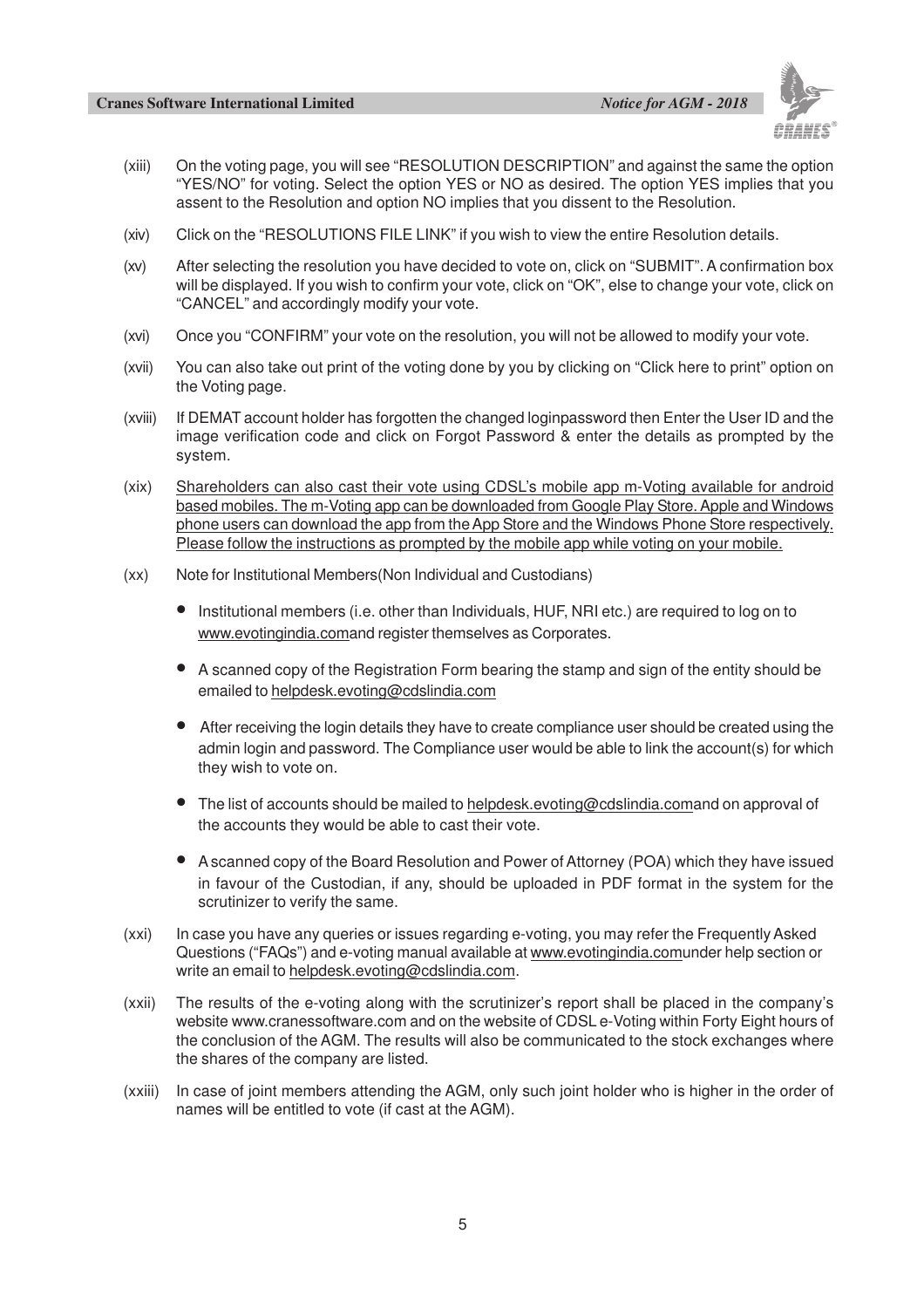(xiii) On the voting page, you will see "RESOLUTION DESCRIPTION" and against the same the option "YES/NO" for voting. Select the option YES or NO as desired. The option YES implies that you assent to the Resolution and option NO implies that you dissent to the Resolution.

(xiv) Click on the "RESOLUTIONS FILE LINK" if you wish to view the entire Resolution details.

(xv) After selecting the resolution you have decided to vote on, click on "SUBMIT". A confirmation box will be displayed. If you wish to confirm your vote, click on "OK", else to change your vote, click on "CANCEL" and accordingly modify your vote.

(xvi) Once you "CONFIRM" your vote on the resolution, you will not be allowed to modify your vote.

(xvii) You can also take out print of the voting done by you by clicking on "Click here to print" option on the Voting page.

(xviii) If DEMAT account holder has forgotten the changed loginpassword then Enter the User ID and the image verification code and click on Forgot Password & enter the details as prompted by the system.

(xix) Shareholders can also cast their vote using CDSL's mobile app m-Voting available for android based mobiles. The m-Voting app can be downloaded from Google Play Store. Apple and Windows phone users can download the app from the App Store and the Windows Phone Store respectively. Please follow the instructions as prompted by the mobile app while voting on your mobile.

(xx) Note for Institutional Members(Non Individual and Custodians)

- Institutional members (i.e. other than Individuals, HUF, NRI etc.) are required to log on to www.evotingindia.comand register themselves as Corporates.
- A scanned copy of the Registration Form bearing the stamp and sign of the entity should be emailed to helpdesk.evoting@cdslindia.com
- After receiving the login details they have to create compliance user should be created using the admin login and password. The Compliance user would be able to link the account(s) for which they wish to vote on.
- The list of accounts should be mailed to helpdesk.evoting@cdslindia.comand on approval of the accounts they would be able to cast their vote.
- A scanned copy of the Board Resolution and Power of Attorney (POA) which they have issued in favour of the Custodian, if any, should be uploaded in PDF format in the system for the scrutinizer to verify the same.

(xxi) In case you have any queries or issues regarding e-voting, you may refer the Frequently Asked Questions ("FAQs") and e-voting manual available at www.evotingindia.comunder help section or write an email to helpdesk.evoting@cdslindia.com.

(xxii) The results of the e-voting along with the scrutinizer's report shall be placed in the company's website www.cranessoftware.com and on the website of CDSL e-Voting within Forty Eight hours of the conclusion of the AGM. The results will also be communicated to the stock exchanges where the shares of the company are listed.

(xxiii) In case of joint members attending the AGM, only such joint holder who is higher in the order of names will be entitled to vote (if cast at the AGM).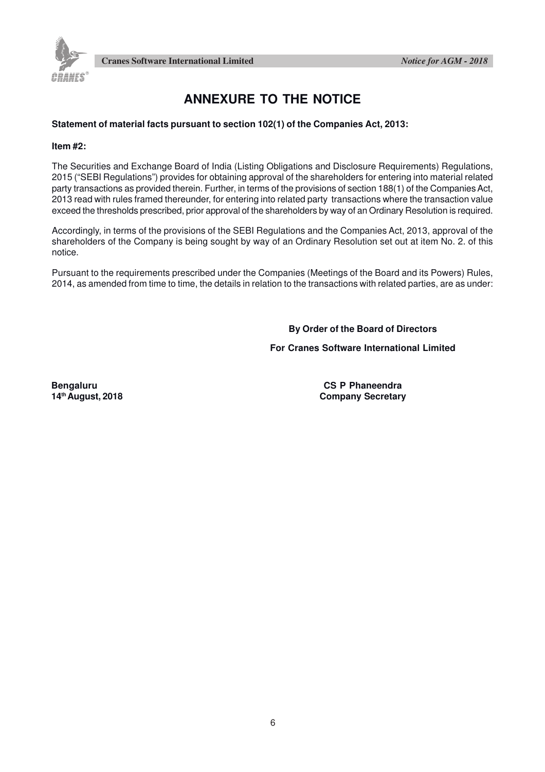# ANNEXURE TO THE NOTICE

**Statement of material facts pursuant to section 102(1) of the Companies Act, 2013:**

**Item #2:**

The Securities and Exchange Board of India (Listing Obligations and Disclosure Requirements) Regulations, 2015 ("SEBI Regulations") provides for obtaining approval of the shareholders for entering into material related party transactions as provided therein. Further, in terms of the provisions of section 188(1) of the Companies Act, 2013 read with rules framed thereunder, for entering into related party transactions where the transaction value exceed the thresholds prescribed, prior approval of the shareholders by way of an Ordinary Resolution is required.

Accordingly, in terms of the provisions of the SEBI Regulations and the Companies Act, 2013, approval of the shareholders of the Company is being sought by way of an Ordinary Resolution set out at item No. 2. of this notice.

Pursuant to the requirements prescribed under the Companies (Meetings of the Board and its Powers) Rules, 2014, as amended from time to time, the details in relation to the transactions with related parties, are as under:

**By Order of the Board of Directors**

**For Cranes Software International Limited**

**Bengaluru**
**14th August, 2018**

**CS P Phaneendra**
**Company Secretary**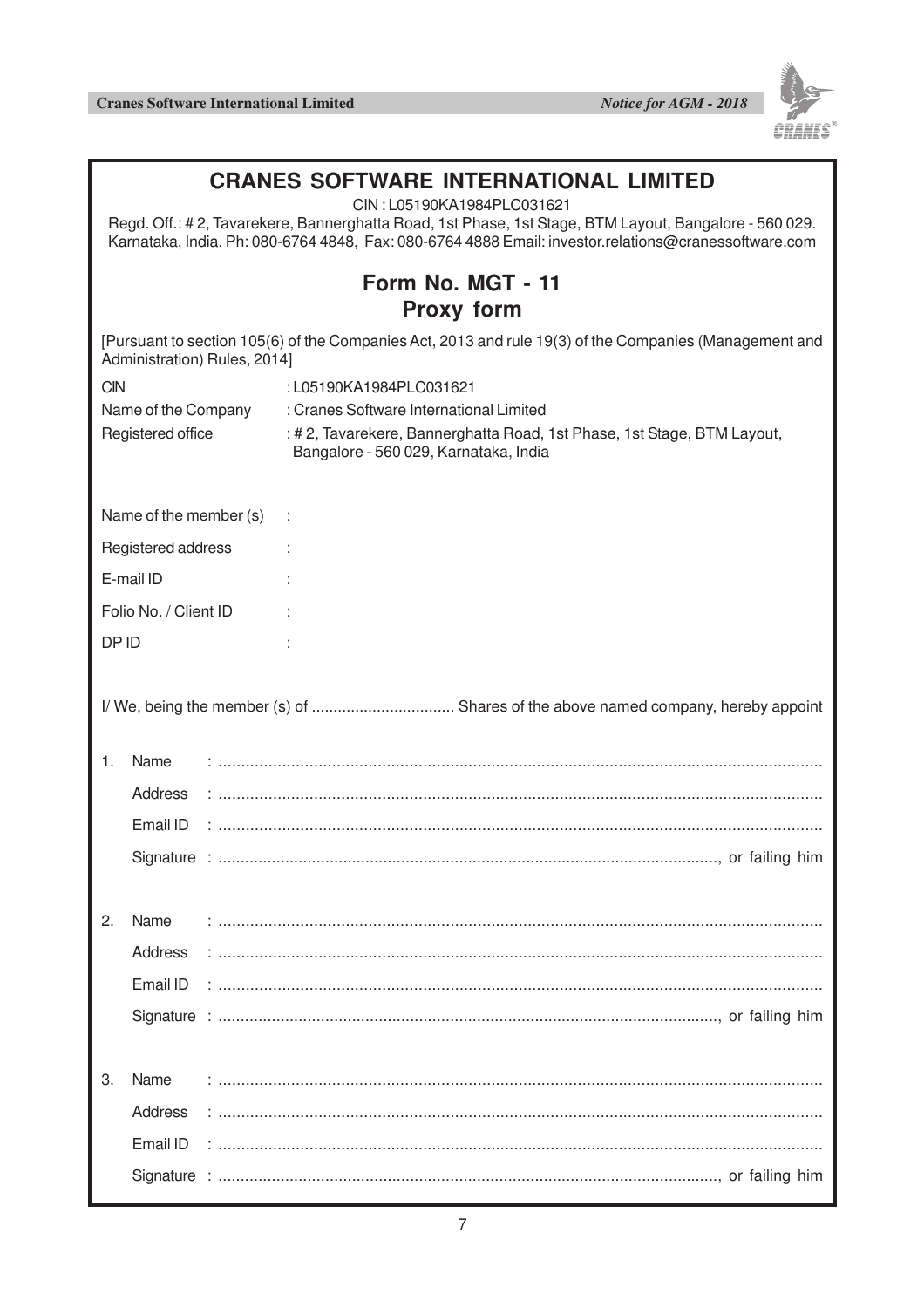# CRANES SOFTWARE INTERNATIONAL LIMITED

CIN : L05190KA1984PLC031621

Regd. Off.: # 2, Tavarekere, Bannerghatta Road, 1st Phase, 1st Stage, BTM Layout, Bangalore - 560 029. Karnataka, India. Ph: 080-6764 4848, Fax: 080-6764 4888 Email: investor.relations@cranessoftware.com

## Form No. MGT - 11
## Proxy form

[Pursuant to section 105(6) of the Companies Act, 2013 and rule 19(3) of the Companies (Management and Administration) Rules, 2014]

CIN : L05190KA1984PLC031621

Name of the Company : Cranes Software International Limited

Registered office : # 2, Tavarekere, Bannerghatta Road, 1st Phase, 1st Stage, BTM Layout, Bangalore - 560 029, Karnataka, India

Name of the member (s) :

Registered address :

E-mail ID :

Folio No. / Client ID :

DP ID :

I/ We, being the member (s) of ................................ Shares of the above named company, hereby appoint

1. Name : ....................................................................................................................................
   Address : ....................................................................................................................................
   Email ID : ....................................................................................................................................
   Signature : ..............................................................................................................., or failing him

2. Name : ....................................................................................................................................
   Address : ....................................................................................................................................
   Email ID : ....................................................................................................................................
   Signature : ..............................................................................................................., or failing him

3. Name : ....................................................................................................................................
   Address : ....................................................................................................................................
   Email ID : ....................................................................................................................................
   Signature : ..............................................................................................................., or failing him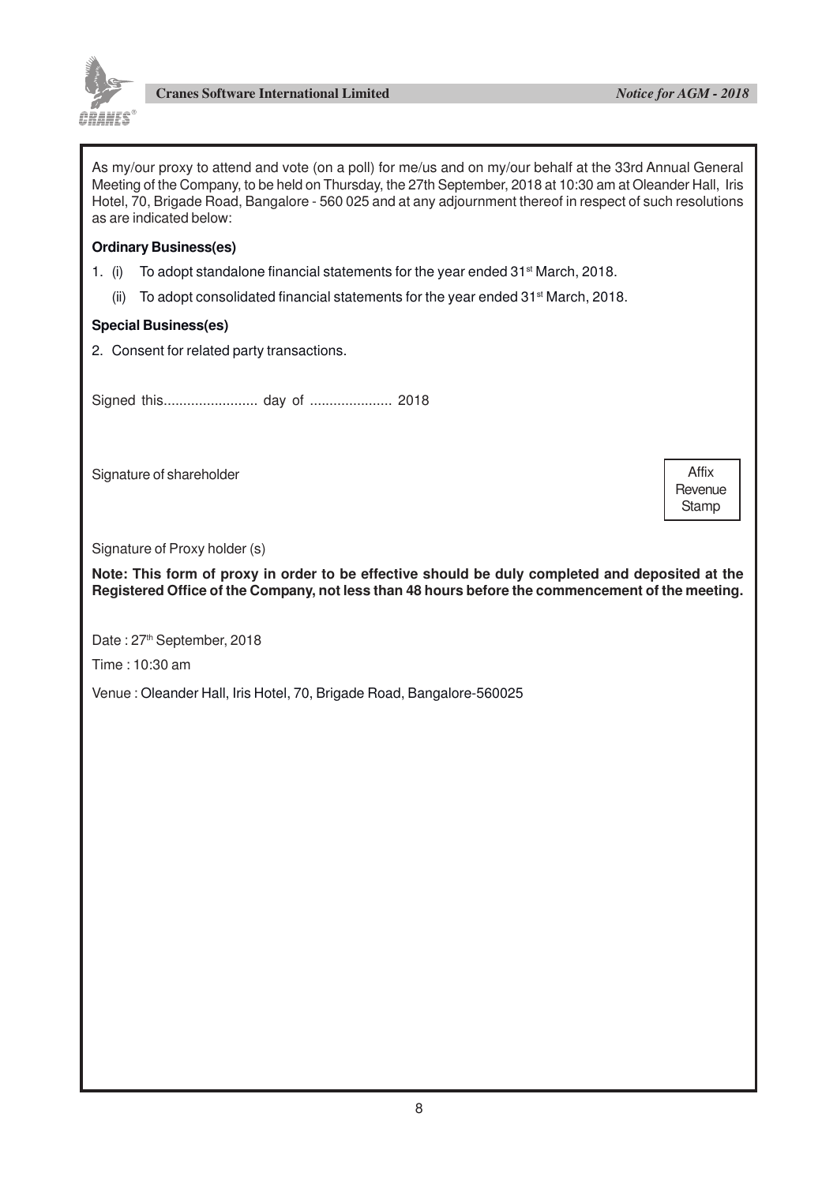As my/our proxy to attend and vote (on a poll) for me/us and on my/our behalf at the 33rd Annual General Meeting of the Company, to be held on Thursday, the 27th September, 2018 at 10:30 am at Oleander Hall, Iris Hotel, 70, Brigade Road, Bangalore - 560 025 and at any adjournment thereof in respect of such resolutions as are indicated below:

**Ordinary Business(es)**

1. (i) To adopt standalone financial statements for the year ended 31st March, 2018.

   (ii) To adopt consolidated financial statements for the year ended 31st March, 2018.

**Special Business(es)**

2. Consent for related party transactions.

Signed this........................ day of .................... 2018

Signature of shareholder

Affix Revenue Stamp

Signature of Proxy holder (s)

**Note: This form of proxy in order to be effective should be duly completed and deposited at the Registered Office of the Company, not less than 48 hours before the commencement of the meeting.**

Date : 27th September, 2018

Time : 10:30 am

Venue : Oleander Hall, Iris Hotel, 70, Brigade Road, Bangalore-560025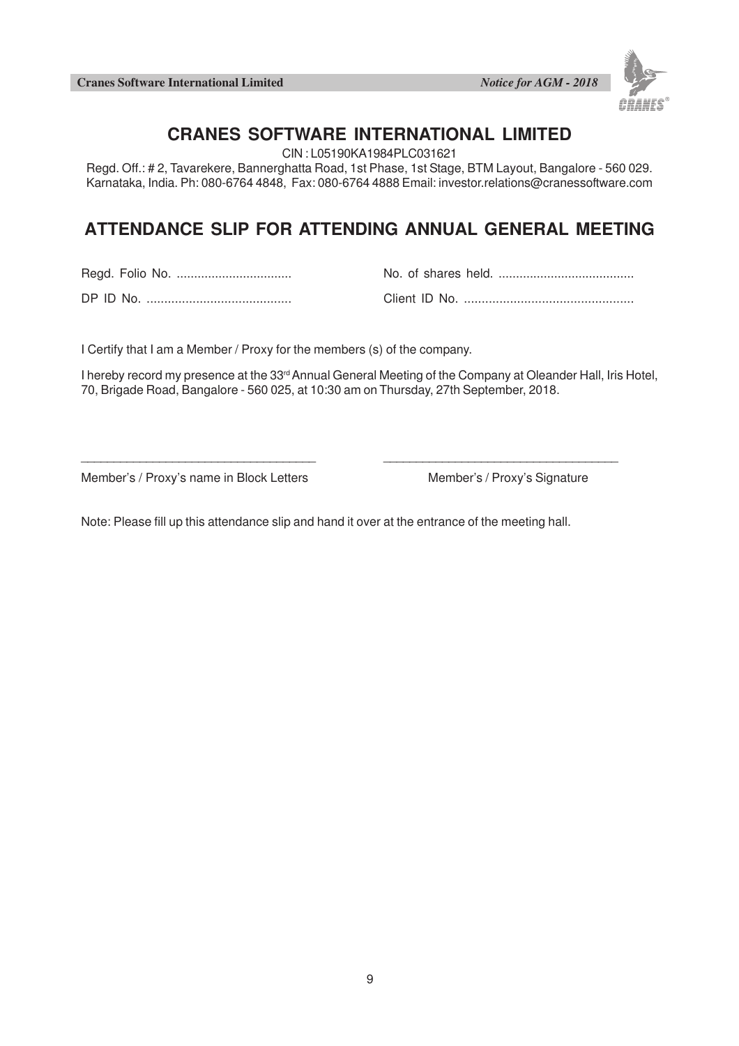# CRANES SOFTWARE INTERNATIONAL LIMITED

CIN : L05190KA1984PLC031621

Regd. Off.: # 2, Tavarekere, Bannerghatta Road, 1st Phase, 1st Stage, BTM Layout, Bangalore - 560 029. Karnataka, India. Ph: 080-6764 4848, Fax: 080-6764 4888 Email: investor.relations@cranessoftware.com

## ATTENDANCE SLIP FOR ATTENDING ANNUAL GENERAL MEETING

Regd. Folio No. ................................ No. of shares held. ......................................

DP ID No. ........................................ Client ID No. ................................................

I Certify that I am a Member / Proxy for the members (s) of the company.

I hereby record my presence at the 33rd Annual General Meeting of the Company at Oleander Hall, Iris Hotel, 70, Brigade Road, Bangalore - 560 025, at 10:30 am on Thursday, 27th September, 2018.

\_\_\_\_\_\_\_\_\_\_\_\_\_\_\_\_\_\_\_\_\_\_\_\_\_\_\_\_\_\_\_\_\_\_ \_\_\_\_\_\_\_\_\_\_\_\_\_\_\_\_\_\_\_\_\_\_\_\_\_\_\_\_\_\_\_\_\_\_

Member's / Proxy's name in Block Letters Member's / Proxy's Signature

Note: Please fill up this attendance slip and hand it over at the entrance of the meeting hall.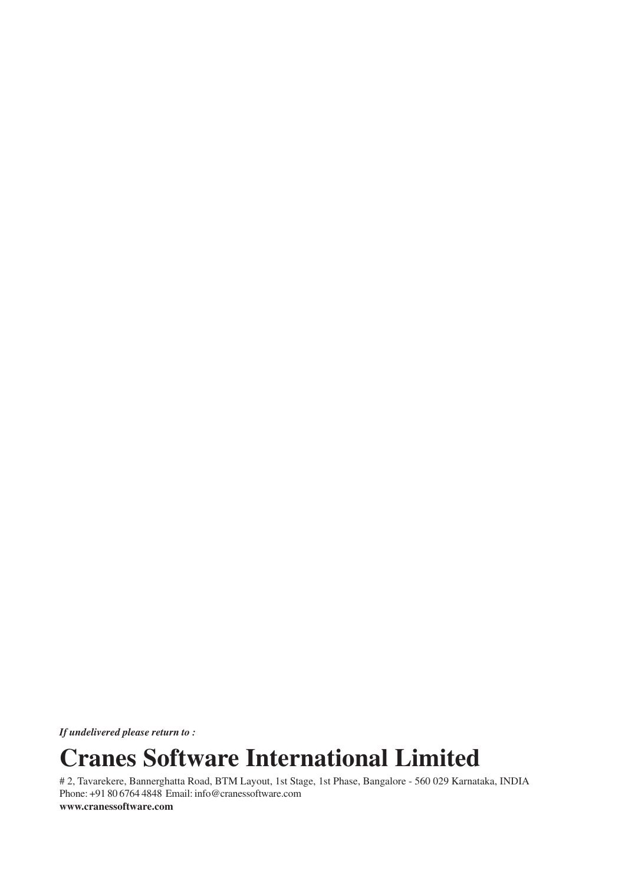***If undelivered please return to :***

# Cranes Software International Limited

# 2, Tavarekere, Bannerghatta Road, BTM Layout, 1st Stage, 1st Phase, Bangalore - 560 029 Karnataka, INDIA
Phone: +91 80 6764 4848 Email: info@cranessoftware.com
**www.cranessoftware.com**